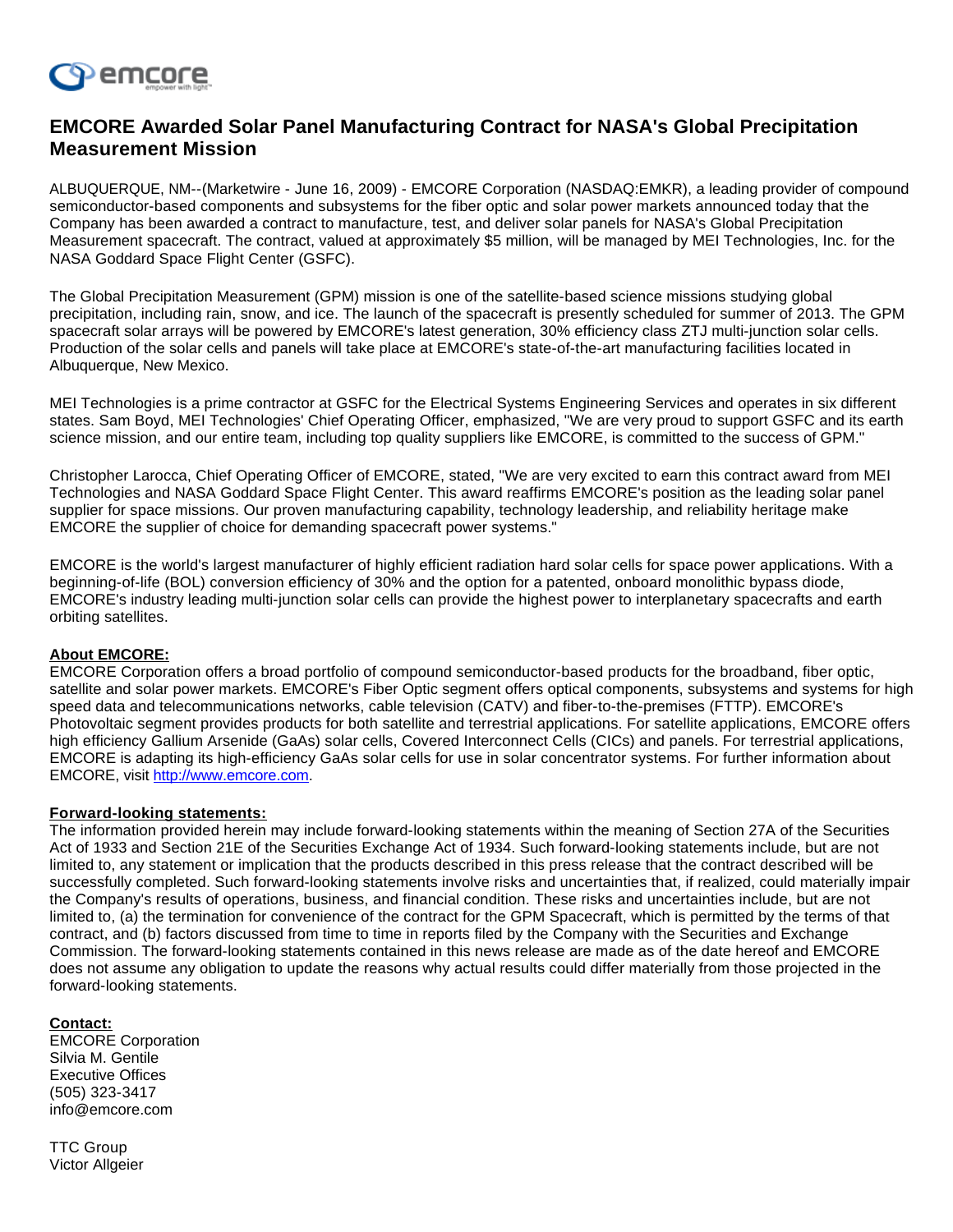# EMCORE Awarded Solar Panel Manufacturing Contract for NASA's Global Precipitation Measurement Mission

ALBUQUERQUE, NM--(Marketwire - June 16, 2009) - EMCORE Corporation (NASDAQ:EMKR), a leading provider of compound semiconductor-based components and subsystems for the fiber optic and solar power markets announced today that the Company has been awarded a contract to manufacture, test, and deliver solar panels for NASA's Global Precipitation Measurement spacecraft. The contract, valued at approximately $5 million, will be managed by MEI Technologies, Inc. for the NASA Goddard Space Flight Center (GSFC).

The Global Precipitation Measurement (GPM) mission is one of the satellite-based science missions studying global precipitation, including rain, snow, and ice. The launch of the spacecraft is presently scheduled for summer of 2013. The GPM spacecraft solar arrays will be powered by EMCORE's latest generation, 30% efficiency class ZTJ multi-junction solar cells. Production of the solar cells and panels will take place at EMCORE's state-of-the-art manufacturing facilities located in Albuquerque, New Mexico.

MEI Technologies is a prime contractor at GSFC for the Electrical Systems Engineering Services and operates in six different states. Sam Boyd, MEI Technologies' Chief Operating Officer, emphasized, "We are very proud to support GSFC and its earth science mission, and our entire team, including top quality suppliers like EMCORE, is committed to the success of GPM."

Christopher Larocca, Chief Operating Officer of EMCORE, stated, "We are very excited to earn this contract award from MEI Technologies and NASA Goddard Space Flight Center. This award reaffirms EMCORE's position as the leading solar panel supplier for space missions. Our proven manufacturing capability, technology leadership, and reliability heritage make EMCORE the supplier of choice for demanding spacecraft power systems."

EMCORE is the world's largest manufacturer of highly efficient radiation hard solar cells for space power applications. With a beginning-of-life (BOL) conversion efficiency of 30% and the option for a patented, onboard monolithic bypass diode, EMCORE's industry leading multi-junction solar cells can provide the highest power to interplanetary spacecrafts and earth orbiting satellites.

**About EMCORE:**
EMCORE Corporation offers a broad portfolio of compound semiconductor-based products for the broadband, fiber optic, satellite and solar power markets. EMCORE's Fiber Optic segment offers optical components, subsystems and systems for high speed data and telecommunications networks, cable television (CATV) and fiber-to-the-premises (FTTP). EMCORE's Photovoltaic segment provides products for both satellite and terrestrial applications. For satellite applications, EMCORE offers high efficiency Gallium Arsenide (GaAs) solar cells, Covered Interconnect Cells (CICs) and panels. For terrestrial applications, EMCORE is adapting its high-efficiency GaAs solar cells for use in solar concentrator systems. For further information about EMCORE, visit http://www.emcore.com.

**Forward-looking statements:**
The information provided herein may include forward-looking statements within the meaning of Section 27A of the Securities Act of 1933 and Section 21E of the Securities Exchange Act of 1934. Such forward-looking statements include, but are not limited to, any statement or implication that the products described in this press release that the contract described will be successfully completed. Such forward-looking statements involve risks and uncertainties that, if realized, could materially impair the Company's results of operations, business, and financial condition. These risks and uncertainties include, but are not limited to, (a) the termination for convenience of the contract for the GPM Spacecraft, which is permitted by the terms of that contract, and (b) factors discussed from time to time in reports filed by the Company with the Securities and Exchange Commission. The forward-looking statements contained in this news release are made as of the date hereof and EMCORE does not assume any obligation to update the reasons why actual results could differ materially from those projected in the forward-looking statements.

**Contact:**
EMCORE Corporation
Silvia M. Gentile
Executive Offices
(505) 323-3417
info@emcore.com

TTC Group
Victor Allgeier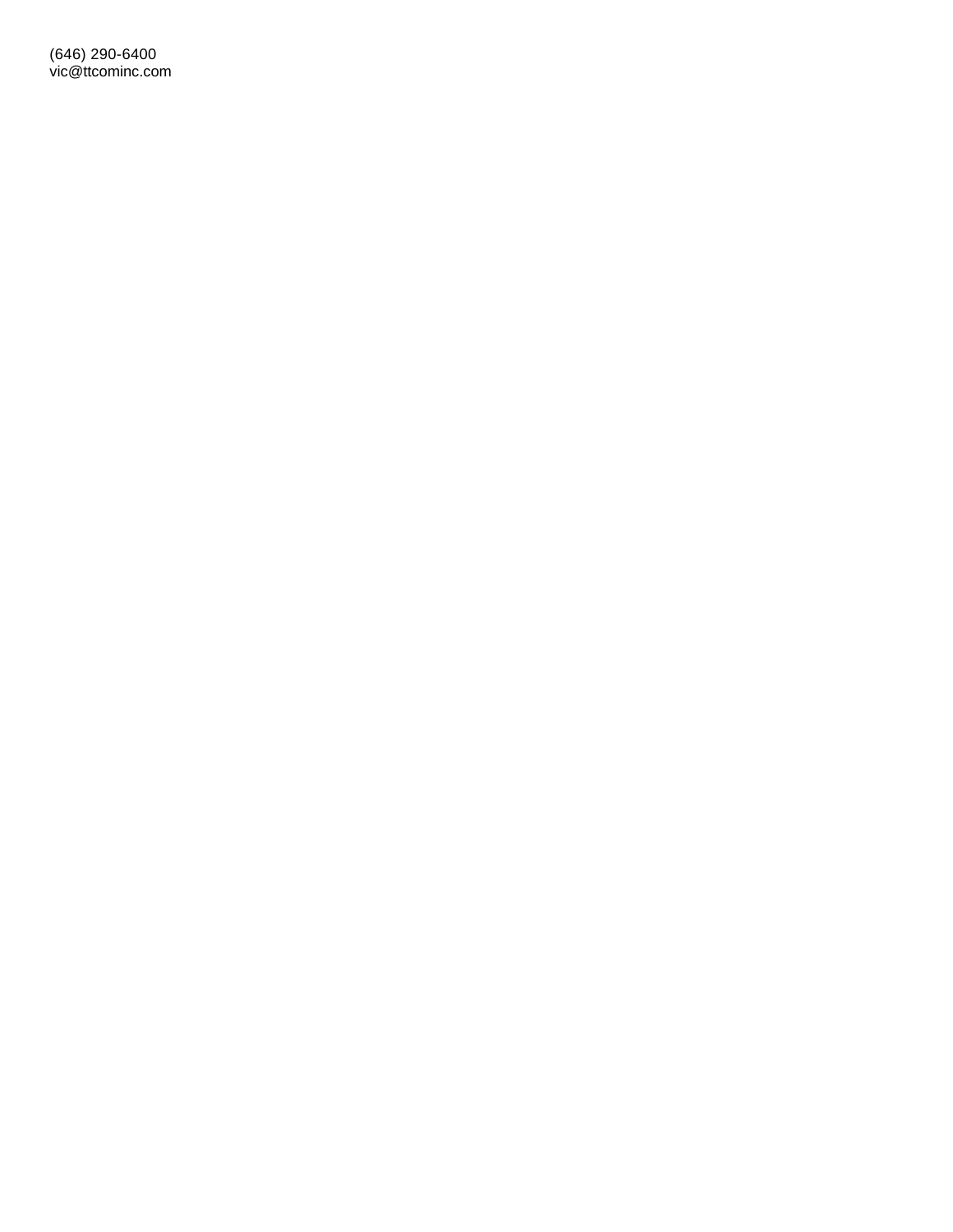(646) 290-6400
vic@ttcominc.com